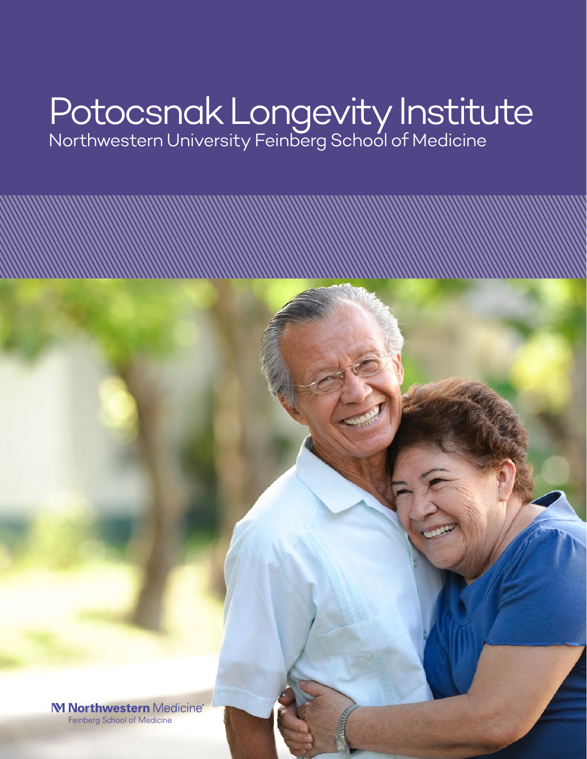# Potocsnak Longevity Institute

Northwestern University Feinberg School of Medicine

Northwestern Medicine®
Feinberg School of Medicine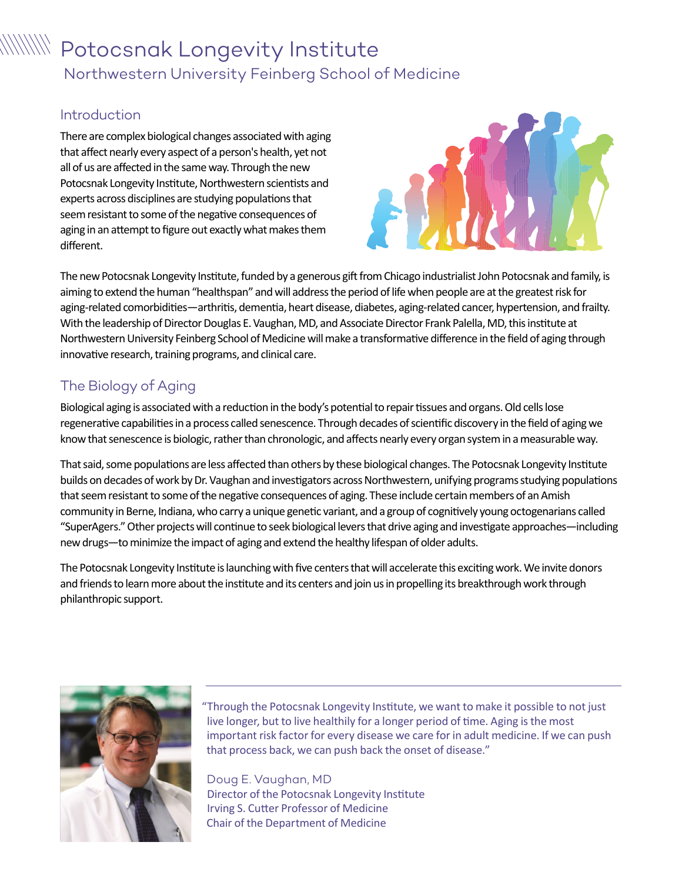# Potocsnak Longevity Institute

## Northwestern University Feinberg School of Medicine

### Introduction

There are complex biological changes associated with aging that affect nearly every aspect of a person's health, yet not all of us are affected in the same way. Through the new Potocsnak Longevity Institute, Northwestern scientists and experts across disciplines are studying populations that seem resistant to some of the negative consequences of aging in an attempt to figure out exactly what makes them different.

The new Potocsnak Longevity Institute, funded by a generous gift from Chicago industrialist John Potocsnak and family, is aiming to extend the human "healthspan" and will address the period of life when people are at the greatest risk for aging-related comorbidities—arthritis, dementia, heart disease, diabetes, aging-related cancer, hypertension, and frailty. With the leadership of Director Douglas E. Vaughan, MD, and Associate Director Frank Palella, MD, this institute at Northwestern University Feinberg School of Medicine will make a transformative difference in the field of aging through innovative research, training programs, and clinical care.

### The Biology of Aging

Biological aging is associated with a reduction in the body's potential to repair tissues and organs. Old cells lose regenerative capabilities in a process called senescence. Through decades of scientific discovery in the field of aging we know that senescence is biologic, rather than chronologic, and affects nearly every organ system in a measurable way.

That said, some populations are less affected than others by these biological changes. The Potocsnak Longevity Institute builds on decades of work by Dr. Vaughan and investigators across Northwestern, unifying programs studying populations that seem resistant to some of the negative consequences of aging. These include certain members of an Amish community in Berne, Indiana, who carry a unique genetic variant, and a group of cognitively young octogenarians called "SuperAgers." Other projects will continue to seek biological levers that drive aging and investigate approaches—including new drugs—to minimize the impact of aging and extend the healthy lifespan of older adults.

The Potocsnak Longevity Institute is launching with five centers that will accelerate this exciting work. We invite donors and friends to learn more about the institute and its centers and join us in propelling its breakthrough work through philanthropic support.

"Through the Potocsnak Longevity Institute, we want to make it possible to not just live longer, but to live healthily for a longer period of time. Aging is the most important risk factor for every disease we care for in adult medicine. If we can push that process back, we can push back the onset of disease."

Doug E. Vaughan, MD
Director of the Potocsnak Longevity Institute
Irving S. Cutter Professor of Medicine
Chair of the Department of Medicine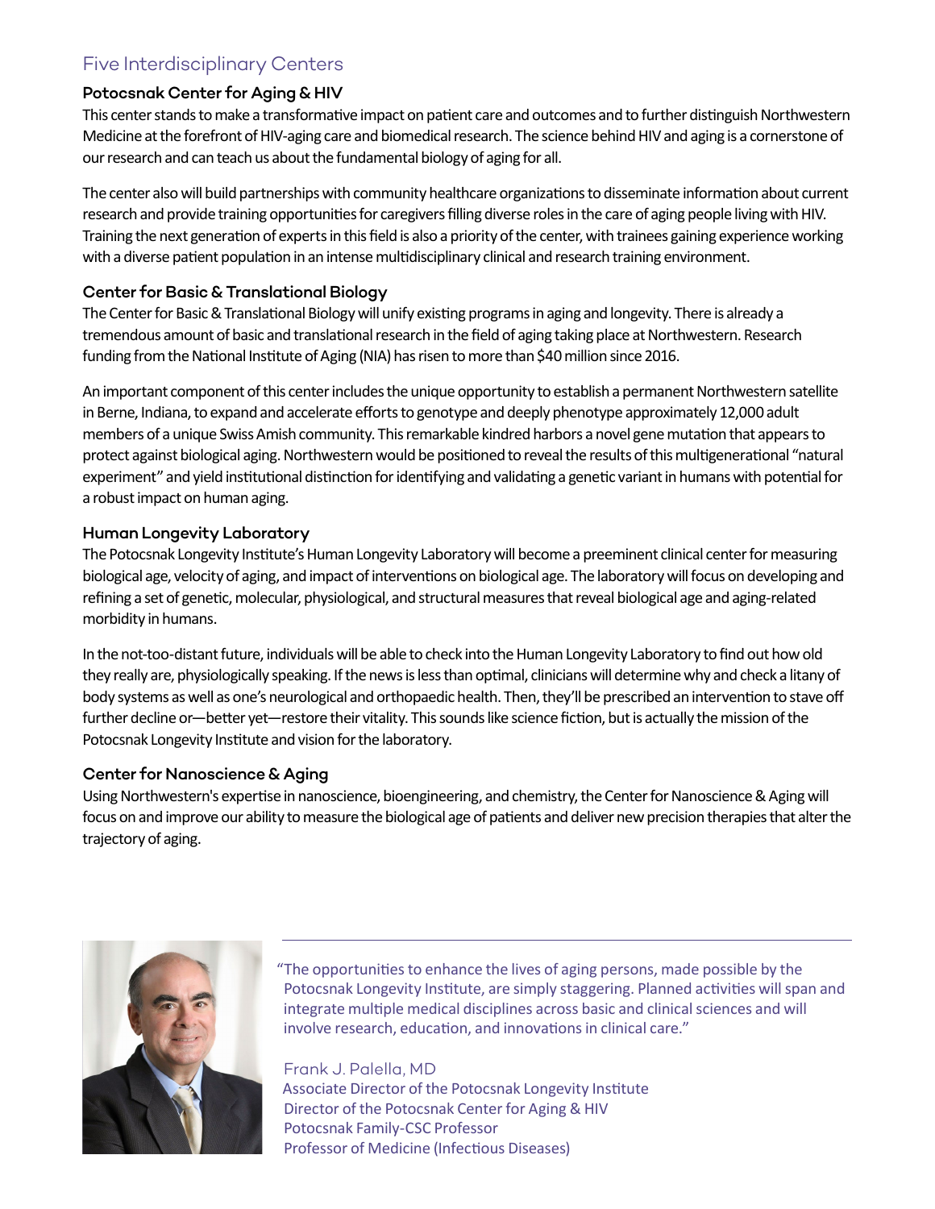## Five Interdisciplinary Centers

### Potocsnak Center for Aging & HIV

This center stands to make a transformative impact on patient care and outcomes and to further distinguish Northwestern Medicine at the forefront of HIV-aging care and biomedical research. The science behind HIV and aging is a cornerstone of our research and can teach us about the fundamental biology of aging for all.

The center also will build partnerships with community healthcare organizations to disseminate information about current research and provide training opportunities for caregivers filling diverse roles in the care of aging people living with HIV. Training the next generation of experts in this field is also a priority of the center, with trainees gaining experience working with a diverse patient population in an intense multidisciplinary clinical and research training environment.

### Center for Basic & Translational Biology

The Center for Basic & Translational Biology will unify existing programs in aging and longevity. There is already a tremendous amount of basic and translational research in the field of aging taking place at Northwestern. Research funding from the National Institute of Aging (NIA) has risen to more than $40 million since 2016.

An important component of this center includes the unique opportunity to establish a permanent Northwestern satellite in Berne, Indiana, to expand and accelerate efforts to genotype and deeply phenotype approximately 12,000 adult members of a unique Swiss Amish community. This remarkable kindred harbors a novel gene mutation that appears to protect against biological aging. Northwestern would be positioned to reveal the results of this multigenerational "natural experiment" and yield institutional distinction for identifying and validating a genetic variant in humans with potential for a robust impact on human aging.

### Human Longevity Laboratory

The Potocsnak Longevity Institute's Human Longevity Laboratory will become a preeminent clinical center for measuring biological age, velocity of aging, and impact of interventions on biological age. The laboratory will focus on developing and refining a set of genetic, molecular, physiological, and structural measures that reveal biological age and aging-related morbidity in humans.

In the not-too-distant future, individuals will be able to check into the Human Longevity Laboratory to find out how old they really are, physiologically speaking. If the news is less than optimal, clinicians will determine why and check a litany of body systems as well as one's neurological and orthopaedic health. Then, they'll be prescribed an intervention to stave off further decline or—better yet—restore their vitality. This sounds like science fiction, but is actually the mission of the Potocsnak Longevity Institute and vision for the laboratory.

### Center for Nanoscience & Aging

Using Northwestern's expertise in nanoscience, bioengineering, and chemistry, the Center for Nanoscience & Aging will focus on and improve our ability to measure the biological age of patients and deliver new precision therapies that alter the trajectory of aging.

"The opportunities to enhance the lives of aging persons, made possible by the Potocsnak Longevity Institute, are simply staggering. Planned activities will span and integrate multiple medical disciplines across basic and clinical sciences and will involve research, education, and innovations in clinical care."

Frank J. Palella, MD
Associate Director of the Potocsnak Longevity Institute
Director of the Potocsnak Center for Aging & HIV
Potocsnak Family-CSC Professor
Professor of Medicine (Infectious Diseases)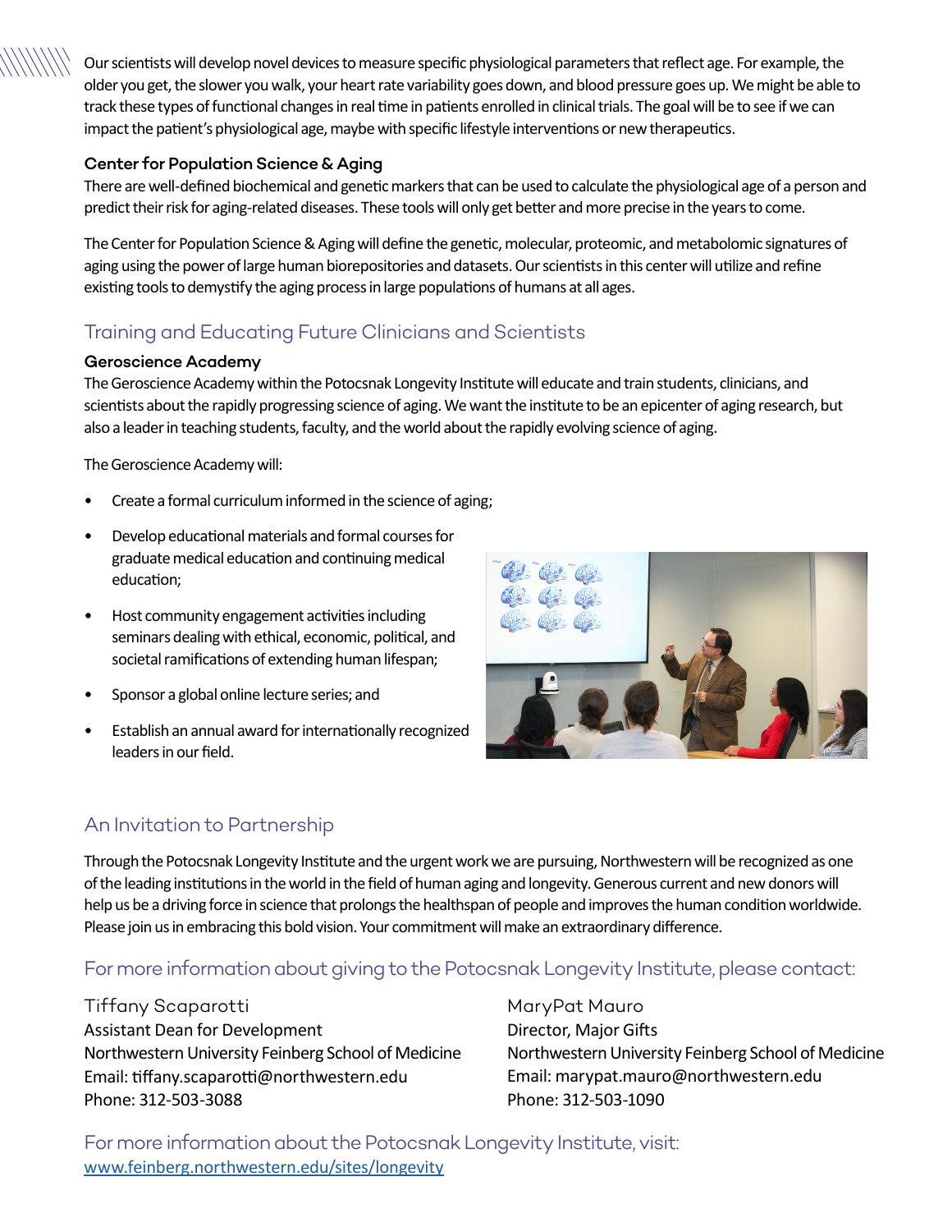Our scientists will develop novel devices to measure specific physiological parameters that reflect age. For example, the older you get, the slower you walk, your heart rate variability goes down, and blood pressure goes up. We might be able to track these types of functional changes in real time in patients enrolled in clinical trials. The goal will be to see if we can impact the patient's physiological age, maybe with specific lifestyle interventions or new therapeutics.

### Center for Population Science & Aging

There are well-defined biochemical and genetic markers that can be used to calculate the physiological age of a person and predict their risk for aging-related diseases. These tools will only get better and more precise in the years to come.

The Center for Population Science & Aging will define the genetic, molecular, proteomic, and metabolomic signatures of aging using the power of large human biorepositories and datasets. Our scientists in this center will utilize and refine existing tools to demystify the aging process in large populations of humans at all ages.

## Training and Educating Future Clinicians and Scientists

### Geroscience Academy

The Geroscience Academy within the Potocsnak Longevity Institute will educate and train students, clinicians, and scientists about the rapidly progressing science of aging. We want the institute to be an epicenter of aging research, but also a leader in teaching students, faculty, and the world about the rapidly evolving science of aging.

The Geroscience Academy will:

- Create a formal curriculum informed in the science of aging;
- Develop educational materials and formal courses for graduate medical education and continuing medical education;
- Host community engagement activities including seminars dealing with ethical, economic, political, and societal ramifications of extending human lifespan;
- Sponsor a global online lecture series; and
- Establish an annual award for internationally recognized leaders in our field.

## An Invitation to Partnership

Through the Potocsnak Longevity Institute and the urgent work we are pursuing, Northwestern will be recognized as one of the leading institutions in the world in the field of human aging and longevity. Generous current and new donors will help us be a driving force in science that prolongs the healthspan of people and improves the human condition worldwide. Please join us in embracing this bold vision. Your commitment will make an extraordinary difference.

## For more information about giving to the Potocsnak Longevity Institute, please contact:

Tiffany Scaparotti
Assistant Dean for Development
Northwestern University Feinberg School of Medicine
Email: tiffany.scaparotti@northwestern.edu
Phone: 312-503-3088

MaryPat Mauro
Director, Major Gifts
Northwestern University Feinberg School of Medicine
Email: marypat.mauro@northwestern.edu
Phone: 312-503-1090

## For more information about the Potocsnak Longevity Institute, visit:

[www.feinberg.northwestern.edu/sites/longevity](www.feinberg.northwestern.edu/sites/longevity)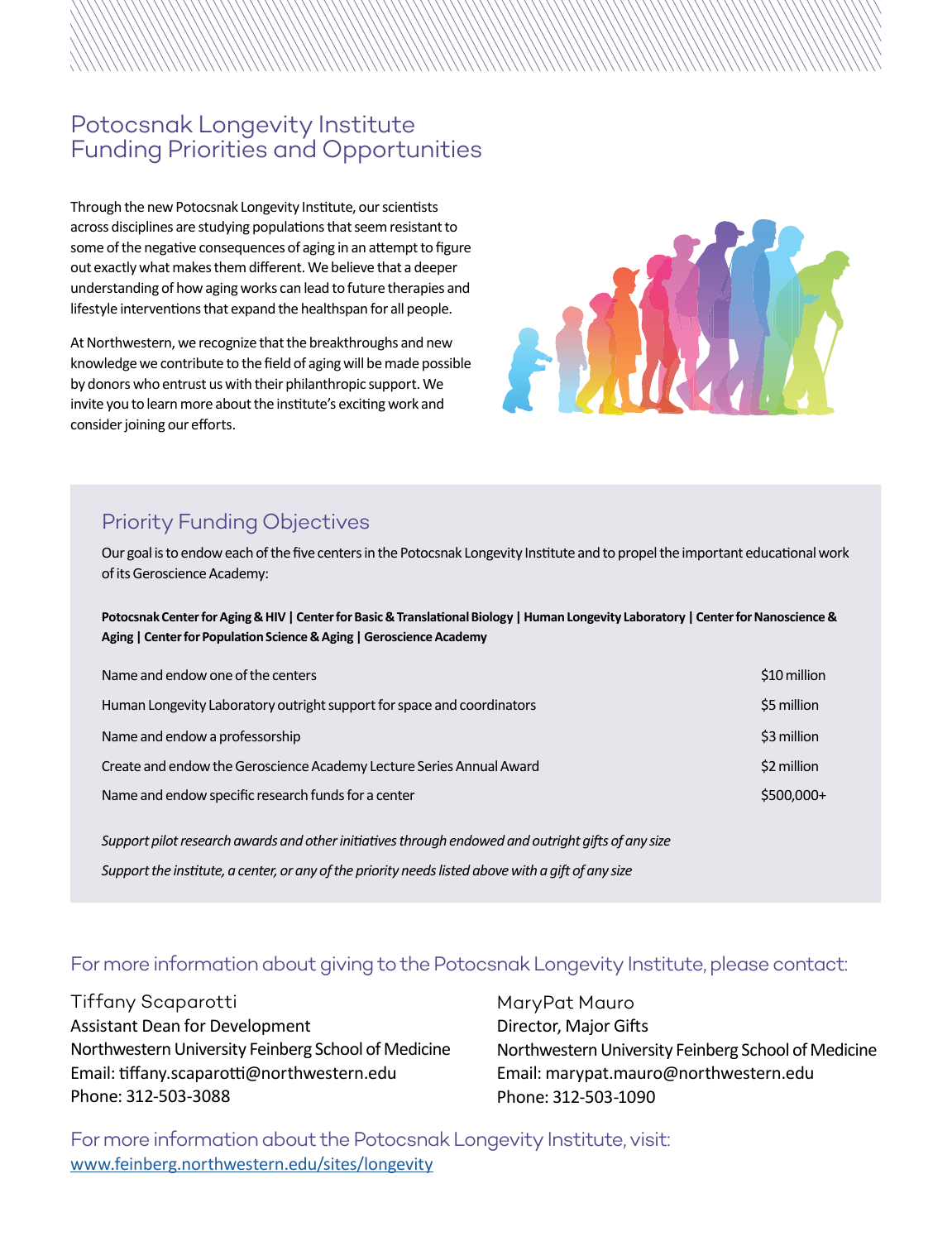# Potocsnak Longevity Institute Funding Priorities and Opportunities

Through the new Potocsnak Longevity Institute, our scientists across disciplines are studying populations that seem resistant to some of the negative consequences of aging in an attempt to figure out exactly what makes them different. We believe that a deeper understanding of how aging works can lead to future therapies and lifestyle interventions that expand the healthspan for all people.

At Northwestern, we recognize that the breakthroughs and new knowledge we contribute to the field of aging will be made possible by donors who entrust us with their philanthropic support. We invite you to learn more about the institute's exciting work and consider joining our efforts.

## Priority Funding Objectives

Our goal is to endow each of the five centers in the Potocsnak Longevity Institute and to propel the important educational work of its Geroscience Academy:

**Potocsnak Center for Aging & HIV | Center for Basic & Translational Biology | Human Longevity Laboratory | Center for Nanoscience & Aging | Center for Population Science & Aging | Geroscience Academy**

| | |
|---|---|
| Name and endow one of the centers | $10 million |
| Human Longevity Laboratory outright support for space and coordinators | $5 million |
| Name and endow a professorship | $3 million |
| Create and endow the Geroscience Academy Lecture Series Annual Award | $2 million |
| Name and endow specific research funds for a center | $500,000+ |

*Support pilot research awards and other initiatives through endowed and outright gifts of any size*

*Support the institute, a center, or any of the priority needs listed above with a gift of any size*

## For more information about giving to the Potocsnak Longevity Institute, please contact:

Tiffany Scaparotti
Assistant Dean for Development
Northwestern University Feinberg School of Medicine
Email: tiffany.scaparotti@northwestern.edu
Phone: 312-503-3088

MaryPat Mauro
Director, Major Gifts
Northwestern University Feinberg School of Medicine
Email: marypat.mauro@northwestern.edu
Phone: 312-503-1090

## For more information about the Potocsnak Longevity Institute, visit:

www.feinberg.northwestern.edu/sites/longevity